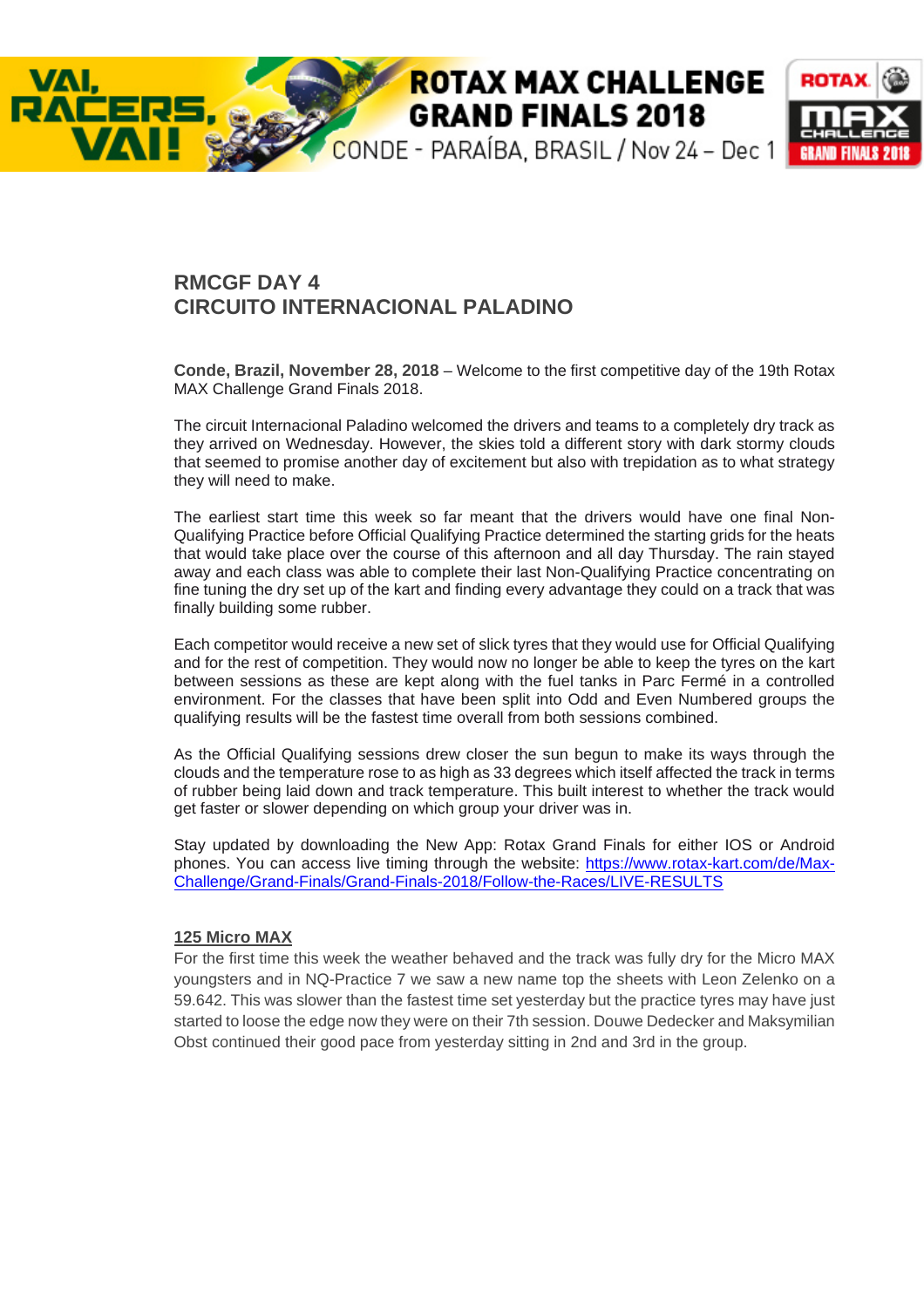# RMCGF DAY 4
# CIRCUITO INTERNACIONAL PALADINO

**Conde, Brazil, November 28, 2018** – Welcome to the first competitive day of the 19th Rotax MAX Challenge Grand Finals 2018.

The circuit Internacional Paladino welcomed the drivers and teams to a completely dry track as they arrived on Wednesday. However, the skies told a different story with dark stormy clouds that seemed to promise another day of excitement but also with trepidation as to what strategy they will need to make.

The earliest start time this week so far meant that the drivers would have one final Non-Qualifying Practice before Official Qualifying Practice determined the starting grids for the heats that would take place over the course of this afternoon and all day Thursday. The rain stayed away and each class was able to complete their last Non-Qualifying Practice concentrating on fine tuning the dry set up of the kart and finding every advantage they could on a track that was finally building some rubber.

Each competitor would receive a new set of slick tyres that they would use for Official Qualifying and for the rest of competition. They would now no longer be able to keep the tyres on the kart between sessions as these are kept along with the fuel tanks in Parc Fermé in a controlled environment. For the classes that have been split into Odd and Even Numbered groups the qualifying results will be the fastest time overall from both sessions combined.

As the Official Qualifying sessions drew closer the sun begun to make its ways through the clouds and the temperature rose to as high as 33 degrees which itself affected the track in terms of rubber being laid down and track temperature. This built interest to whether the track would get faster or slower depending on which group your driver was in.

Stay updated by downloading the New App: Rotax Grand Finals for either IOS or Android phones. You can access live timing through the website: [https://www.rotax-kart.com/de/Max-Challenge/Grand-Finals/Grand-Finals-2018/Follow-the-Races/LIVE-RESULTS](https://www.rotax-kart.com/de/Max-Challenge/Grand-Finals/Grand-Finals-2018/Follow-the-Races/LIVE-RESULTS)

**125 Micro MAX**

For the first time this week the weather behaved and the track was fully dry for the Micro MAX youngsters and in NQ-Practice 7 we saw a new name top the sheets with Leon Zelenko on a 59.642. This was slower than the fastest time set yesterday but the practice tyres may have just started to loose the edge now they were on their 7th session. Douwe Dedecker and Maksymilian Obst continued their good pace from yesterday sitting in 2nd and 3rd in the group.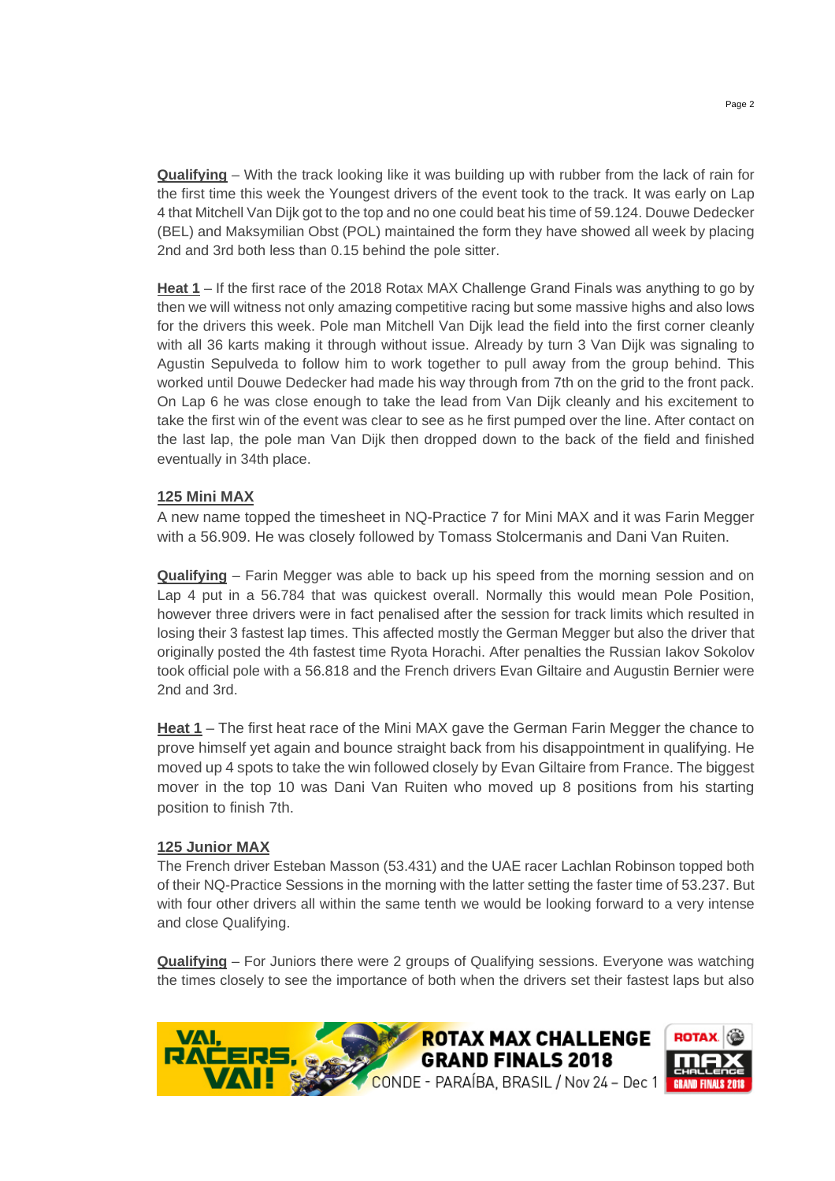**Qualifying** – With the track looking like it was building up with rubber from the lack of rain for the first time this week the Youngest drivers of the event took to the track. It was early on Lap 4 that Mitchell Van Dijk got to the top and no one could beat his time of 59.124. Douwe Dedecker (BEL) and Maksymilian Obst (POL) maintained the form they have showed all week by placing 2nd and 3rd both less than 0.15 behind the pole sitter.

**Heat 1** – If the first race of the 2018 Rotax MAX Challenge Grand Finals was anything to go by then we will witness not only amazing competitive racing but some massive highs and also lows for the drivers this week. Pole man Mitchell Van Dijk lead the field into the first corner cleanly with all 36 karts making it through without issue. Already by turn 3 Van Dijk was signaling to Agustin Sepulveda to follow him to work together to pull away from the group behind. This worked until Douwe Dedecker had made his way through from 7th on the grid to the front pack. On Lap 6 he was close enough to take the lead from Van Dijk cleanly and his excitement to take the first win of the event was clear to see as he first pumped over the line. After contact on the last lap, the pole man Van Dijk then dropped down to the back of the field and finished eventually in 34th place.

## 125 Mini MAX

A new name topped the timesheet in NQ-Practice 7 for Mini MAX and it was Farin Megger with a 56.909. He was closely followed by Tomass Stolcermanis and Dani Van Ruiten.

**Qualifying** – Farin Megger was able to back up his speed from the morning session and on Lap 4 put in a 56.784 that was quickest overall. Normally this would mean Pole Position, however three drivers were in fact penalised after the session for track limits which resulted in losing their 3 fastest lap times. This affected mostly the German Megger but also the driver that originally posted the 4th fastest time Ryota Horachi. After penalties the Russian Iakov Sokolov took official pole with a 56.818 and the French drivers Evan Giltaire and Augustin Bernier were 2nd and 3rd.

**Heat 1** – The first heat race of the Mini MAX gave the German Farin Megger the chance to prove himself yet again and bounce straight back from his disappointment in qualifying. He moved up 4 spots to take the win followed closely by Evan Giltaire from France. The biggest mover in the top 10 was Dani Van Ruiten who moved up 8 positions from his starting position to finish 7th.

## 125 Junior MAX

The French driver Esteban Masson (53.431) and the UAE racer Lachlan Robinson topped both of their NQ-Practice Sessions in the morning with the latter setting the faster time of 53.237. But with four other drivers all within the same tenth we would be looking forward to a very intense and close Qualifying.

**Qualifying** – For Juniors there were 2 groups of Qualifying sessions. Everyone was watching the times closely to see the importance of both when the drivers set their fastest laps but also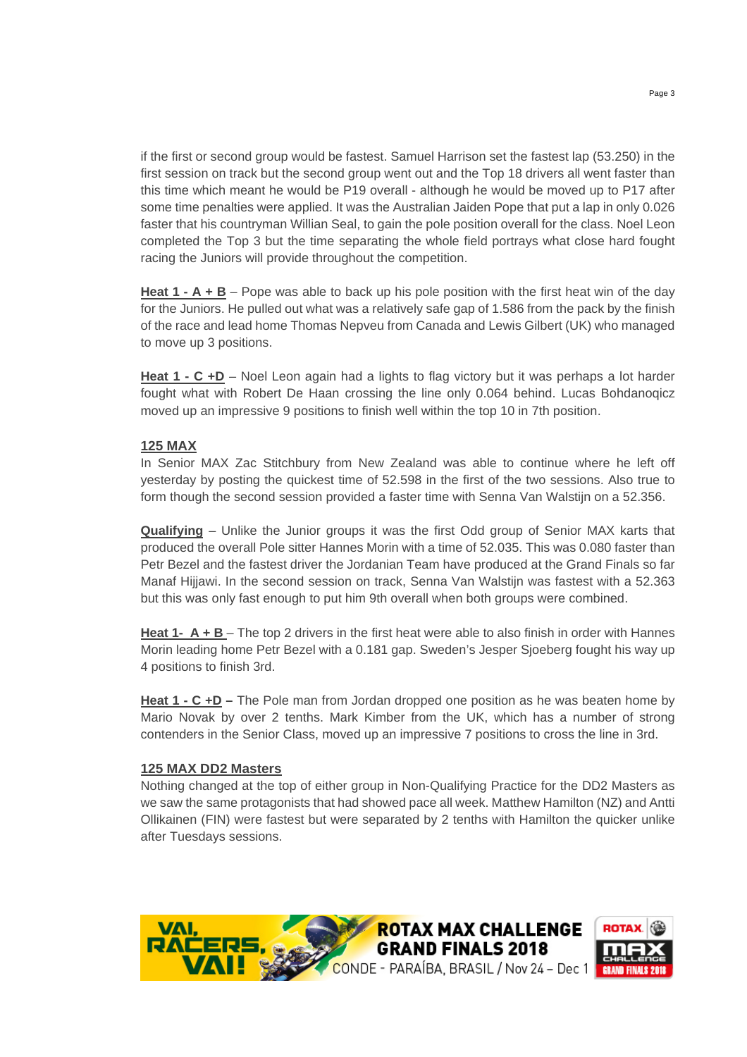if the first or second group would be fastest. Samuel Harrison set the fastest lap (53.250) in the first session on track but the second group went out and the Top 18 drivers all went faster than this time which meant he would be P19 overall - although he would be moved up to P17 after some time penalties were applied. It was the Australian Jaiden Pope that put a lap in only 0.026 faster that his countryman Willian Seal, to gain the pole position overall for the class. Noel Leon completed the Top 3 but the time separating the whole field portrays what close hard fought racing the Juniors will provide throughout the competition.

**Heat 1 - A + B** – Pope was able to back up his pole position with the first heat win of the day for the Juniors. He pulled out what was a relatively safe gap of 1.586 from the pack by the finish of the race and lead home Thomas Nepveu from Canada and Lewis Gilbert (UK) who managed to move up 3 positions.

**Heat 1 - C +D** – Noel Leon again had a lights to flag victory but it was perhaps a lot harder fought what with Robert De Haan crossing the line only 0.064 behind. Lucas Bohdanoqicz moved up an impressive 9 positions to finish well within the top 10 in 7th position.

## 125 MAX

In Senior MAX Zac Stitchbury from New Zealand was able to continue where he left off yesterday by posting the quickest time of 52.598 in the first of the two sessions. Also true to form though the second session provided a faster time with Senna Van Walstijn on a 52.356.

**Qualifying** – Unlike the Junior groups it was the first Odd group of Senior MAX karts that produced the overall Pole sitter Hannes Morin with a time of 52.035. This was 0.080 faster than Petr Bezel and the fastest driver the Jordanian Team have produced at the Grand Finals so far Manaf Hijjawi. In the second session on track, Senna Van Walstijn was fastest with a 52.363 but this was only fast enough to put him 9th overall when both groups were combined.

**Heat 1- A + B** – The top 2 drivers in the first heat were able to also finish in order with Hannes Morin leading home Petr Bezel with a 0.181 gap. Sweden's Jesper Sjoeberg fought his way up 4 positions to finish 3rd.

**Heat 1 - C +D –** The Pole man from Jordan dropped one position as he was beaten home by Mario Novak by over 2 tenths. Mark Kimber from the UK, which has a number of strong contenders in the Senior Class, moved up an impressive 7 positions to cross the line in 3rd.

## 125 MAX DD2 Masters

Nothing changed at the top of either group in Non-Qualifying Practice for the DD2 Masters as we saw the same protagonists that had showed pace all week. Matthew Hamilton (NZ) and Antti Ollikainen (FIN) were fastest but were separated by 2 tenths with Hamilton the quicker unlike after Tuesdays sessions.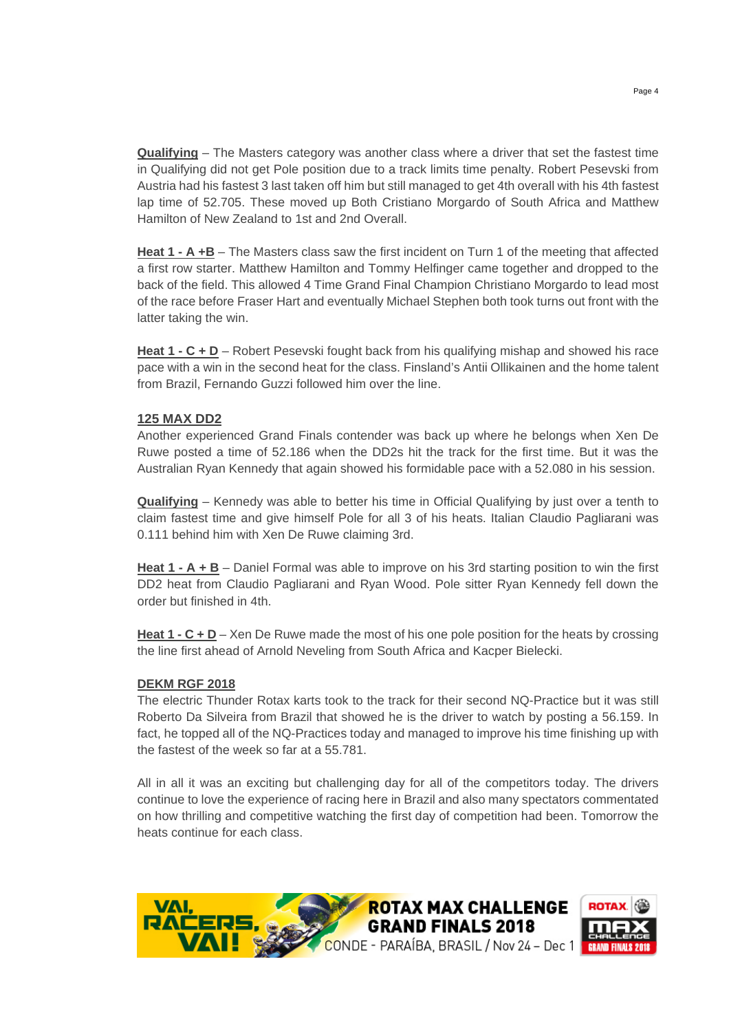**Qualifying** – The Masters category was another class where a driver that set the fastest time in Qualifying did not get Pole position due to a track limits time penalty. Robert Pesevski from Austria had his fastest 3 last taken off him but still managed to get 4th overall with his 4th fastest lap time of 52.705. These moved up Both Cristiano Morgardo of South Africa and Matthew Hamilton of New Zealand to 1st and 2nd Overall.

**Heat 1 - A +B** – The Masters class saw the first incident on Turn 1 of the meeting that affected a first row starter. Matthew Hamilton and Tommy Helfinger came together and dropped to the back of the field. This allowed 4 Time Grand Final Champion Christiano Morgardo to lead most of the race before Fraser Hart and eventually Michael Stephen both took turns out front with the latter taking the win.

**Heat 1 - C + D** – Robert Pesevski fought back from his qualifying mishap and showed his race pace with a win in the second heat for the class. Finsland's Antii Ollikainen and the home talent from Brazil, Fernando Guzzi followed him over the line.

## 125 MAX DD2

Another experienced Grand Finals contender was back up where he belongs when Xen De Ruwe posted a time of 52.186 when the DD2s hit the track for the first time. But it was the Australian Ryan Kennedy that again showed his formidable pace with a 52.080 in his session.

**Qualifying** – Kennedy was able to better his time in Official Qualifying by just over a tenth to claim fastest time and give himself Pole for all 3 of his heats. Italian Claudio Pagliarani was 0.111 behind him with Xen De Ruwe claiming 3rd.

**Heat 1 - A + B** – Daniel Formal was able to improve on his 3rd starting position to win the first DD2 heat from Claudio Pagliarani and Ryan Wood. Pole sitter Ryan Kennedy fell down the order but finished in 4th.

**Heat 1 - C + D** – Xen De Ruwe made the most of his one pole position for the heats by crossing the line first ahead of Arnold Neveling from South Africa and Kacper Bielecki.

## DEKM RGF 2018

The electric Thunder Rotax karts took to the track for their second NQ-Practice but it was still Roberto Da Silveira from Brazil that showed he is the driver to watch by posting a 56.159. In fact, he topped all of the NQ-Practices today and managed to improve his time finishing up with the fastest of the week so far at a 55.781.

All in all it was an exciting but challenging day for all of the competitors today. The drivers continue to love the experience of racing here in Brazil and also many spectators commentated on how thrilling and competitive watching the first day of competition had been. Tomorrow the heats continue for each class.

VAI, RACERS, VAI! ROTAX MAX CHALLENGE GRAND FINALS 2018 CONDE - PARAÍBA, BRASIL / Nov 24 – Dec 1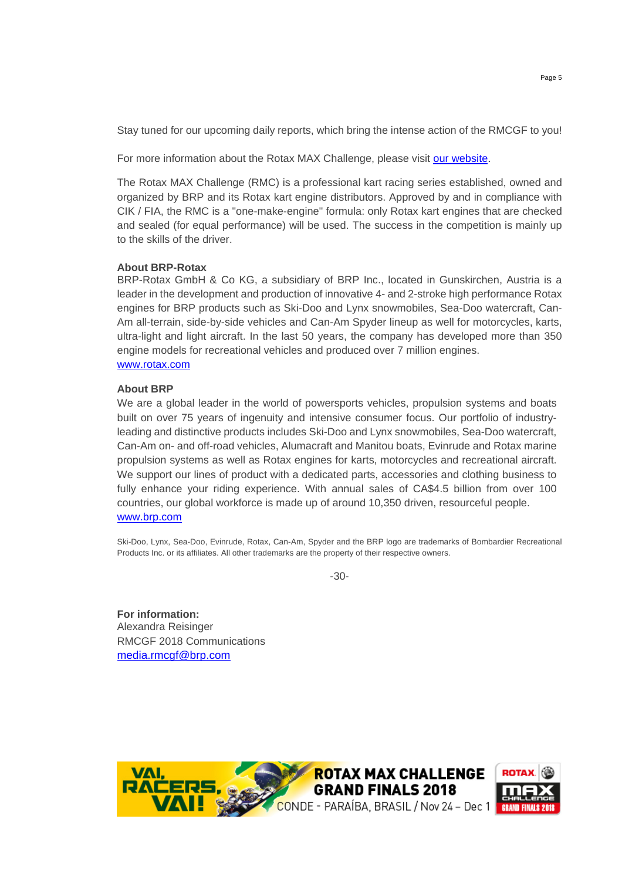Stay tuned for our upcoming daily reports, which bring the intense action of the RMCGF to you!

For more information about the Rotax MAX Challenge, please visit our website.

The Rotax MAX Challenge (RMC) is a professional kart racing series established, owned and organized by BRP and its Rotax kart engine distributors. Approved by and in compliance with CIK / FIA, the RMC is a "one-make-engine" formula: only Rotax kart engines that are checked and sealed (for equal performance) will be used. The success in the competition is mainly up to the skills of the driver.

**About BRP-Rotax**
BRP-Rotax GmbH & Co KG, a subsidiary of BRP Inc., located in Gunskirchen, Austria is a leader in the development and production of innovative 4- and 2-stroke high performance Rotax engines for BRP products such as Ski-Doo and Lynx snowmobiles, Sea-Doo watercraft, Can-Am all-terrain, side-by-side vehicles and Can-Am Spyder lineup as well for motorcycles, karts, ultra-light and light aircraft. In the last 50 years, the company has developed more than 350 engine models for recreational vehicles and produced over 7 million engines.
www.rotax.com

**About BRP**
We are a global leader in the world of powersports vehicles, propulsion systems and boats built on over 75 years of ingenuity and intensive consumer focus. Our portfolio of industry-leading and distinctive products includes Ski-Doo and Lynx snowmobiles, Sea-Doo watercraft, Can-Am on- and off-road vehicles, Alumacraft and Manitou boats, Evinrude and Rotax marine propulsion systems as well as Rotax engines for karts, motorcycles and recreational aircraft. We support our lines of product with a dedicated parts, accessories and clothing business to fully enhance your riding experience. With annual sales of CA$4.5 billion from over 100 countries, our global workforce is made up of around 10,350 driven, resourceful people.
www.brp.com

Ski-Doo, Lynx, Sea-Doo, Evinrude, Rotax, Can-Am, Spyder and the BRP logo are trademarks of Bombardier Recreational Products Inc. or its affiliates. All other trademarks are the property of their respective owners.

-30-

**For information:**
Alexandra Reisinger
RMCGF 2018 Communications
media.rmcgf@brp.com

VAI, RACERS, VAI!
ROTAX MAX CHALLENGE GRAND FINALS 2018
CONDE - PARAÍBA, BRASIL / Nov 24 – Dec 1